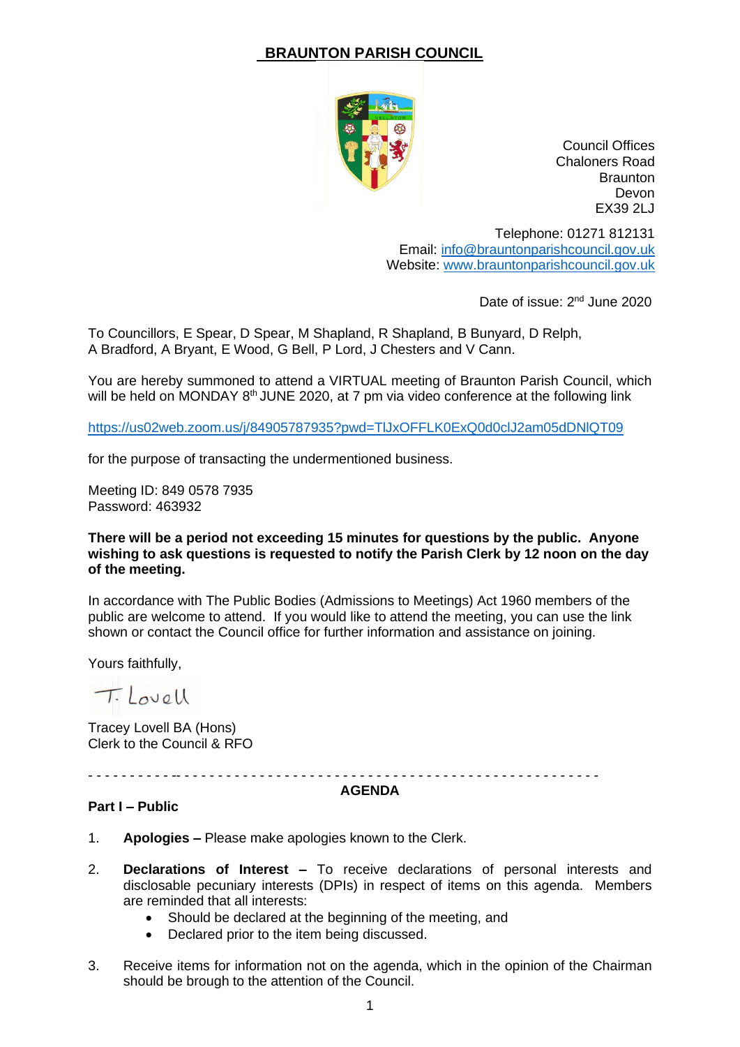# BRAUNTON PARISH COUNCIL

Council Offices
Chaloners Road
Braunton
Devon
EX39 2LJ

Telephone: 01271 812131
Email: info@brauntonparishcouncil.gov.uk
Website: www.brauntonparishcouncil.gov.uk

Date of issue: 2nd June 2020

To Councillors, E Spear, D Spear, M Shapland, R Shapland, B Bunyard, D Relph, A Bradford, A Bryant, E Wood, G Bell, P Lord, J Chesters and V Cann.

You are hereby summoned to attend a VIRTUAL meeting of Braunton Parish Council, which will be held on MONDAY 8th JUNE 2020, at 7 pm via video conference at the following link

https://us02web.zoom.us/j/84905787935?pwd=TlJxOFFLK0ExQ0d0clJ2am05dDNlQT09

for the purpose of transacting the undermentioned business.

Meeting ID: 849 0578 7935
Password: 463932

**There will be a period not exceeding 15 minutes for questions by the public. Anyone wishing to ask questions is requested to notify the Parish Clerk by 12 noon on the day of the meeting.**

In accordance with The Public Bodies (Admissions to Meetings) Act 1960 members of the public are welcome to attend. If you would like to attend the meeting, you can use the link shown or contact the Council office for further information and assistance on joining.

Yours faithfully,

T. Lovell

Tracey Lovell BA (Hons)
Clerk to the Council & RFO

---

## AGENDA

### Part I – Public

1. **Apologies –** Please make apologies known to the Clerk.

2. **Declarations of Interest –** To receive declarations of personal interests and disclosable pecuniary interests (DPIs) in respect of items on this agenda. Members are reminded that all interests:
   - Should be declared at the beginning of the meeting, and
   - Declared prior to the item being discussed.

3. Receive items for information not on the agenda, which in the opinion of the Chairman should be brough to the attention of the Council.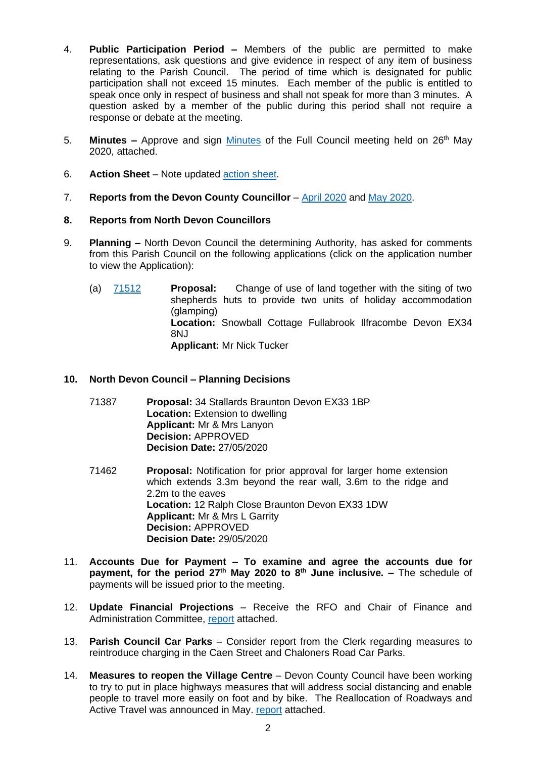4. **Public Participation Period –** Members of the public are permitted to make representations, ask questions and give evidence in respect of any item of business relating to the Parish Council. The period of time which is designated for public participation shall not exceed 15 minutes. Each member of the public is entitled to speak once only in respect of business and shall not speak for more than 3 minutes. A question asked by a member of the public during this period shall not require a response or debate at the meeting.

5. **Minutes –** Approve and sign Minutes of the Full Council meeting held on 26th May 2020, attached.

6. **Action Sheet** – Note updated action sheet.

7. **Reports from the Devon County Councillor** – April 2020 and May 2020.

8. **Reports from North Devon Councillors**

9. **Planning –** North Devon Council the determining Authority, has asked for comments from this Parish Council on the following applications (click on the application number to view the Application):

   (a) 71512 **Proposal:** Change of use of land together with the siting of two shepherds huts to provide two units of holiday accommodation (glamping)
   **Location:** Snowball Cottage Fullabrook Ilfracombe Devon EX34 8NJ
   **Applicant:** Mr Nick Tucker

10. **North Devon Council – Planning Decisions**

    71387 **Proposal:** 34 Stallards Braunton Devon EX33 1BP
    **Location:** Extension to dwelling
    **Applicant:** Mr & Mrs Lanyon
    **Decision:** APPROVED
    **Decision Date:** 27/05/2020

    71462 **Proposal:** Notification for prior approval for larger home extension which extends 3.3m beyond the rear wall, 3.6m to the ridge and 2.2m to the eaves
    **Location:** 12 Ralph Close Braunton Devon EX33 1DW
    **Applicant:** Mr & Mrs L Garrity
    **Decision:** APPROVED
    **Decision Date:** 29/05/2020

11. **Accounts Due for Payment – To examine and agree the accounts due for payment, for the period 27th May 2020 to 8th June inclusive. –** The schedule of payments will be issued prior to the meeting.

12. **Update Financial Projections** – Receive the RFO and Chair of Finance and Administration Committee, report attached.

13. **Parish Council Car Parks** – Consider report from the Clerk regarding measures to reintroduce charging in the Caen Street and Chaloners Road Car Parks.

14. **Measures to reopen the Village Centre** – Devon County Council have been working to try to put in place highways measures that will address social distancing and enable people to travel more easily on foot and by bike. The Reallocation of Roadways and Active Travel was announced in May. report attached.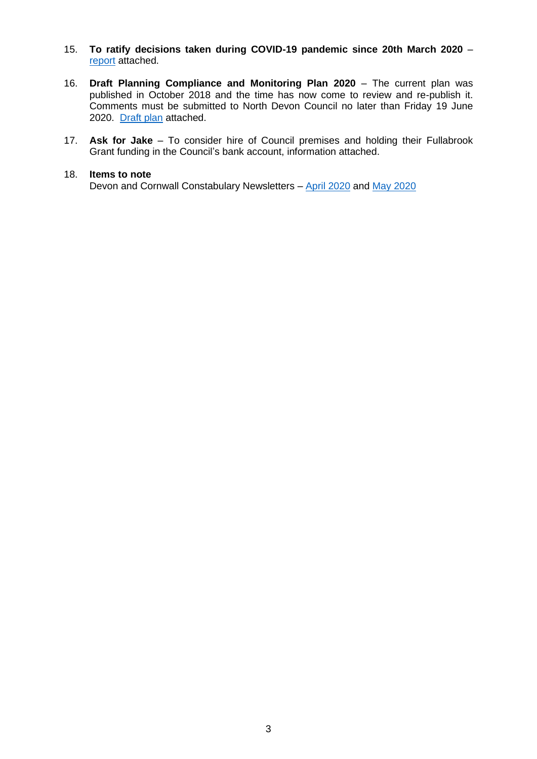15. **To ratify decisions taken during COVID-19 pandemic since 20th March 2020** – report attached.

16. **Draft Planning Compliance and Monitoring Plan 2020** – The current plan was published in October 2018 and the time has now come to review and re-publish it. Comments must be submitted to North Devon Council no later than Friday 19 June 2020. Draft plan attached.

17. **Ask for Jake** – To consider hire of Council premises and holding their Fullabrook Grant funding in the Council's bank account, information attached.

18. **Items to note**
    Devon and Cornwall Constabulary Newsletters – April 2020 and May 2020